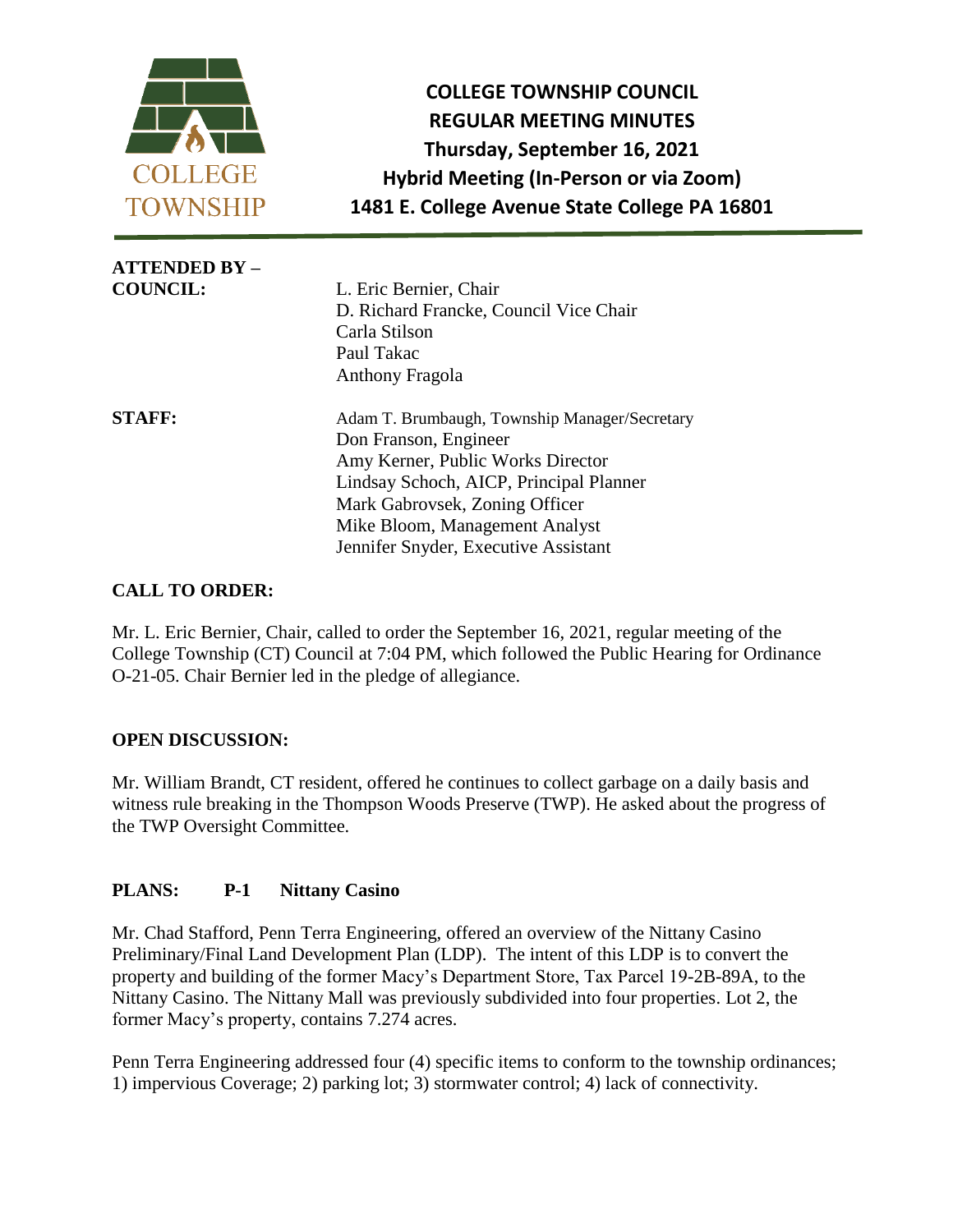# COLLEGE TOWNSHIP COUNCIL
## REGULAR MEETING MINUTES
## Thursday, September 16, 2021
## Hybrid Meeting (In-Person or via Zoom)
## 1481 E. College Avenue State College PA 16801

**ATTENDED BY –**

**COUNCIL:**
L. Eric Bernier, Chair
D. Richard Francke, Council Vice Chair
Carla Stilson
Paul Takac
Anthony Fragola

**STAFF:**
Adam T. Brumbaugh, Township Manager/Secretary
Don Franson, Engineer
Amy Kerner, Public Works Director
Lindsay Schoch, AICP, Principal Planner
Mark Gabrovsek, Zoning Officer
Mike Bloom, Management Analyst
Jennifer Snyder, Executive Assistant

**CALL TO ORDER:**

Mr. L. Eric Bernier, Chair, called to order the September 16, 2021, regular meeting of the College Township (CT) Council at 7:04 PM, which followed the Public Hearing for Ordinance O-21-05. Chair Bernier led in the pledge of allegiance.

**OPEN DISCUSSION:**

Mr. William Brandt, CT resident, offered he continues to collect garbage on a daily basis and witness rule breaking in the Thompson Woods Preserve (TWP). He asked about the progress of the TWP Oversight Committee.

**PLANS: P-1 Nittany Casino**

Mr. Chad Stafford, Penn Terra Engineering, offered an overview of the Nittany Casino Preliminary/Final Land Development Plan (LDP). The intent of this LDP is to convert the property and building of the former Macy's Department Store, Tax Parcel 19-2B-89A, to the Nittany Casino. The Nittany Mall was previously subdivided into four properties. Lot 2, the former Macy's property, contains 7.274 acres.

Penn Terra Engineering addressed four (4) specific items to conform to the township ordinances; 1) impervious Coverage; 2) parking lot; 3) stormwater control; 4) lack of connectivity.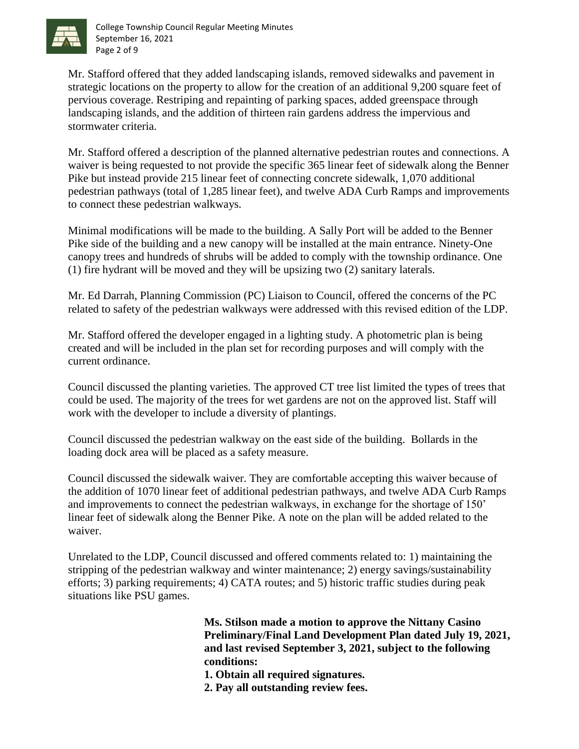Mr. Stafford offered that they added landscaping islands, removed sidewalks and pavement in strategic locations on the property to allow for the creation of an additional 9,200 square feet of pervious coverage. Restriping and repainting of parking spaces, added greenspace through landscaping islands, and the addition of thirteen rain gardens address the impervious and stormwater criteria.

Mr. Stafford offered a description of the planned alternative pedestrian routes and connections. A waiver is being requested to not provide the specific 365 linear feet of sidewalk along the Benner Pike but instead provide 215 linear feet of connecting concrete sidewalk, 1,070 additional pedestrian pathways (total of 1,285 linear feet), and twelve ADA Curb Ramps and improvements to connect these pedestrian walkways.

Minimal modifications will be made to the building. A Sally Port will be added to the Benner Pike side of the building and a new canopy will be installed at the main entrance. Ninety-One canopy trees and hundreds of shrubs will be added to comply with the township ordinance. One (1) fire hydrant will be moved and they will be upsizing two (2) sanitary laterals.

Mr. Ed Darrah, Planning Commission (PC) Liaison to Council, offered the concerns of the PC related to safety of the pedestrian walkways were addressed with this revised edition of the LDP.

Mr. Stafford offered the developer engaged in a lighting study. A photometric plan is being created and will be included in the plan set for recording purposes and will comply with the current ordinance.

Council discussed the planting varieties. The approved CT tree list limited the types of trees that could be used. The majority of the trees for wet gardens are not on the approved list. Staff will work with the developer to include a diversity of plantings.

Council discussed the pedestrian walkway on the east side of the building. Bollards in the loading dock area will be placed as a safety measure.

Council discussed the sidewalk waiver. They are comfortable accepting this waiver because of the addition of 1070 linear feet of additional pedestrian pathways, and twelve ADA Curb Ramps and improvements to connect the pedestrian walkways, in exchange for the shortage of 150' linear feet of sidewalk along the Benner Pike. A note on the plan will be added related to the waiver.

Unrelated to the LDP, Council discussed and offered comments related to: 1) maintaining the stripping of the pedestrian walkway and winter maintenance; 2) energy savings/sustainability efforts; 3) parking requirements; 4) CATA routes; and 5) historic traffic studies during peak situations like PSU games.

**Ms. Stilson made a motion to approve the Nittany Casino Preliminary/Final Land Development Plan dated July 19, 2021, and last revised September 3, 2021, subject to the following conditions:**

**1. Obtain all required signatures.**

**2. Pay all outstanding review fees.**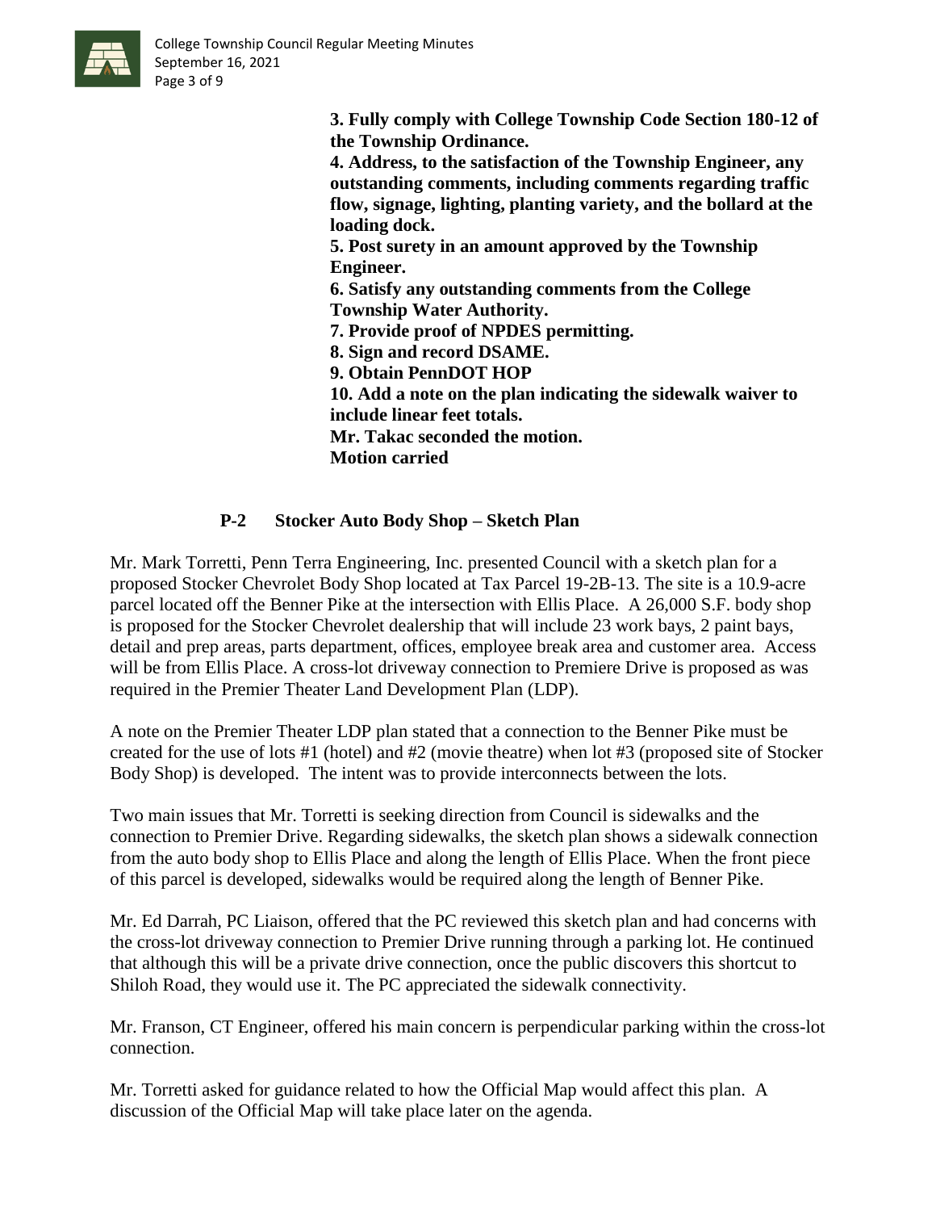**3. Fully comply with College Township Code Section 180-12 of the Township Ordinance.**
**4. Address, to the satisfaction of the Township Engineer, any outstanding comments, including comments regarding traffic flow, signage, lighting, planting variety, and the bollard at the loading dock.**
**5. Post surety in an amount approved by the Township Engineer.**
**6. Satisfy any outstanding comments from the College Township Water Authority.**
**7. Provide proof of NPDES permitting.**
**8. Sign and record DSAME.**
**9. Obtain PennDOT HOP**
**10. Add a note on the plan indicating the sidewalk waiver to include linear feet totals.**
**Mr. Takac seconded the motion.**
**Motion carried**

**P-2 Stocker Auto Body Shop – Sketch Plan**

Mr. Mark Torretti, Penn Terra Engineering, Inc. presented Council with a sketch plan for a proposed Stocker Chevrolet Body Shop located at Tax Parcel 19-2B-13. The site is a 10.9-acre parcel located off the Benner Pike at the intersection with Ellis Place. A 26,000 S.F. body shop is proposed for the Stocker Chevrolet dealership that will include 23 work bays, 2 paint bays, detail and prep areas, parts department, offices, employee break area and customer area. Access will be from Ellis Place. A cross-lot driveway connection to Premiere Drive is proposed as was required in the Premier Theater Land Development Plan (LDP).

A note on the Premier Theater LDP plan stated that a connection to the Benner Pike must be created for the use of lots #1 (hotel) and #2 (movie theatre) when lot #3 (proposed site of Stocker Body Shop) is developed. The intent was to provide interconnects between the lots.

Two main issues that Mr. Torretti is seeking direction from Council is sidewalks and the connection to Premier Drive. Regarding sidewalks, the sketch plan shows a sidewalk connection from the auto body shop to Ellis Place and along the length of Ellis Place. When the front piece of this parcel is developed, sidewalks would be required along the length of Benner Pike.

Mr. Ed Darrah, PC Liaison, offered that the PC reviewed this sketch plan and had concerns with the cross-lot driveway connection to Premier Drive running through a parking lot. He continued that although this will be a private drive connection, once the public discovers this shortcut to Shiloh Road, they would use it. The PC appreciated the sidewalk connectivity.

Mr. Franson, CT Engineer, offered his main concern is perpendicular parking within the cross-lot connection.

Mr. Torretti asked for guidance related to how the Official Map would affect this plan. A discussion of the Official Map will take place later on the agenda.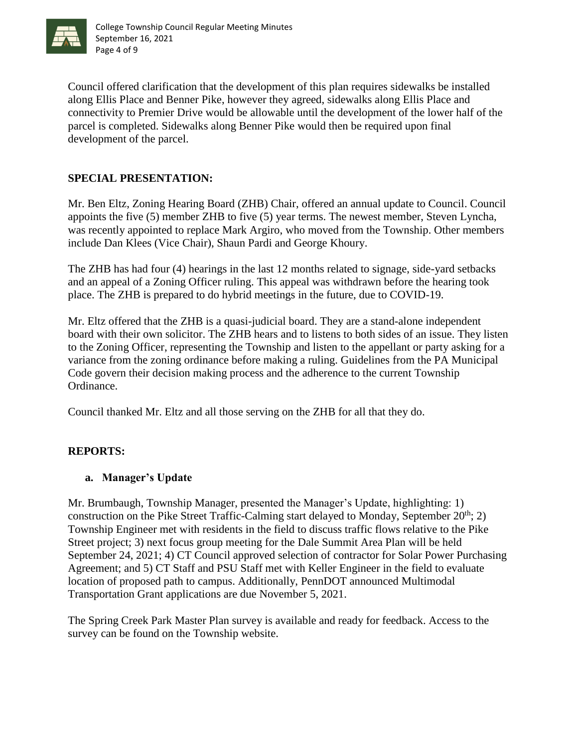Council offered clarification that the development of this plan requires sidewalks be installed along Ellis Place and Benner Pike, however they agreed, sidewalks along Ellis Place and connectivity to Premier Drive would be allowable until the development of the lower half of the parcel is completed. Sidewalks along Benner Pike would then be required upon final development of the parcel.

## SPECIAL PRESENTATION:

Mr. Ben Eltz, Zoning Hearing Board (ZHB) Chair, offered an annual update to Council. Council appoints the five (5) member ZHB to five (5) year terms. The newest member, Steven Lyncha, was recently appointed to replace Mark Argiro, who moved from the Township. Other members include Dan Klees (Vice Chair), Shaun Pardi and George Khoury.

The ZHB has had four (4) hearings in the last 12 months related to signage, side-yard setbacks and an appeal of a Zoning Officer ruling. This appeal was withdrawn before the hearing took place. The ZHB is prepared to do hybrid meetings in the future, due to COVID-19.

Mr. Eltz offered that the ZHB is a quasi-judicial board. They are a stand-alone independent board with their own solicitor. The ZHB hears and to listens to both sides of an issue. They listen to the Zoning Officer, representing the Township and listen to the appellant or party asking for a variance from the zoning ordinance before making a ruling. Guidelines from the PA Municipal Code govern their decision making process and the adherence to the current Township Ordinance.

Council thanked Mr. Eltz and all those serving on the ZHB for all that they do.

## REPORTS:

### a. Manager's Update

Mr. Brumbaugh, Township Manager, presented the Manager's Update, highlighting: 1) construction on the Pike Street Traffic-Calming start delayed to Monday, September 20th; 2) Township Engineer met with residents in the field to discuss traffic flows relative to the Pike Street project; 3) next focus group meeting for the Dale Summit Area Plan will be held September 24, 2021; 4) CT Council approved selection of contractor for Solar Power Purchasing Agreement; and 5) CT Staff and PSU Staff met with Keller Engineer in the field to evaluate location of proposed path to campus. Additionally, PennDOT announced Multimodal Transportation Grant applications are due November 5, 2021.

The Spring Creek Park Master Plan survey is available and ready for feedback. Access to the survey can be found on the Township website.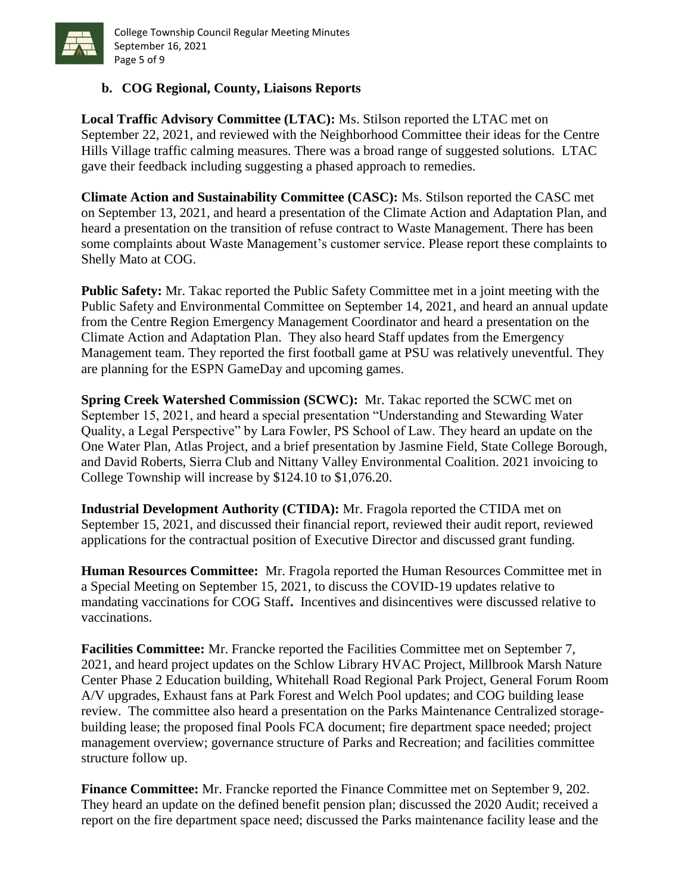### b. COG Regional, County, Liaisons Reports

**Local Traffic Advisory Committee (LTAC):** Ms. Stilson reported the LTAC met on September 22, 2021, and reviewed with the Neighborhood Committee their ideas for the Centre Hills Village traffic calming measures. There was a broad range of suggested solutions. LTAC gave their feedback including suggesting a phased approach to remedies.

**Climate Action and Sustainability Committee (CASC):** Ms. Stilson reported the CASC met on September 13, 2021, and heard a presentation of the Climate Action and Adaptation Plan, and heard a presentation on the transition of refuse contract to Waste Management. There has been some complaints about Waste Management's customer service. Please report these complaints to Shelly Mato at COG.

**Public Safety:** Mr. Takac reported the Public Safety Committee met in a joint meeting with the Public Safety and Environmental Committee on September 14, 2021, and heard an annual update from the Centre Region Emergency Management Coordinator and heard a presentation on the Climate Action and Adaptation Plan. They also heard Staff updates from the Emergency Management team. They reported the first football game at PSU was relatively uneventful. They are planning for the ESPN GameDay and upcoming games.

**Spring Creek Watershed Commission (SCWC):** Mr. Takac reported the SCWC met on September 15, 2021, and heard a special presentation "Understanding and Stewarding Water Quality, a Legal Perspective" by Lara Fowler, PS School of Law. They heard an update on the One Water Plan, Atlas Project, and a brief presentation by Jasmine Field, State College Borough, and David Roberts, Sierra Club and Nittany Valley Environmental Coalition. 2021 invoicing to College Township will increase by $124.10 to $1,076.20.

**Industrial Development Authority (CTIDA):** Mr. Fragola reported the CTIDA met on September 15, 2021, and discussed their financial report, reviewed their audit report, reviewed applications for the contractual position of Executive Director and discussed grant funding.

**Human Resources Committee:** Mr. Fragola reported the Human Resources Committee met in a Special Meeting on September 15, 2021, to discuss the COVID-19 updates relative to mandating vaccinations for COG Staff**.** Incentives and disincentives were discussed relative to vaccinations.

**Facilities Committee:** Mr. Francke reported the Facilities Committee met on September 7, 2021, and heard project updates on the Schlow Library HVAC Project, Millbrook Marsh Nature Center Phase 2 Education building, Whitehall Road Regional Park Project, General Forum Room A/V upgrades, Exhaust fans at Park Forest and Welch Pool updates; and COG building lease review. The committee also heard a presentation on the Parks Maintenance Centralized storage-building lease; the proposed final Pools FCA document; fire department space needed; project management overview; governance structure of Parks and Recreation; and facilities committee structure follow up.

**Finance Committee:** Mr. Francke reported the Finance Committee met on September 9, 202. They heard an update on the defined benefit pension plan; discussed the 2020 Audit; received a report on the fire department space need; discussed the Parks maintenance facility lease and the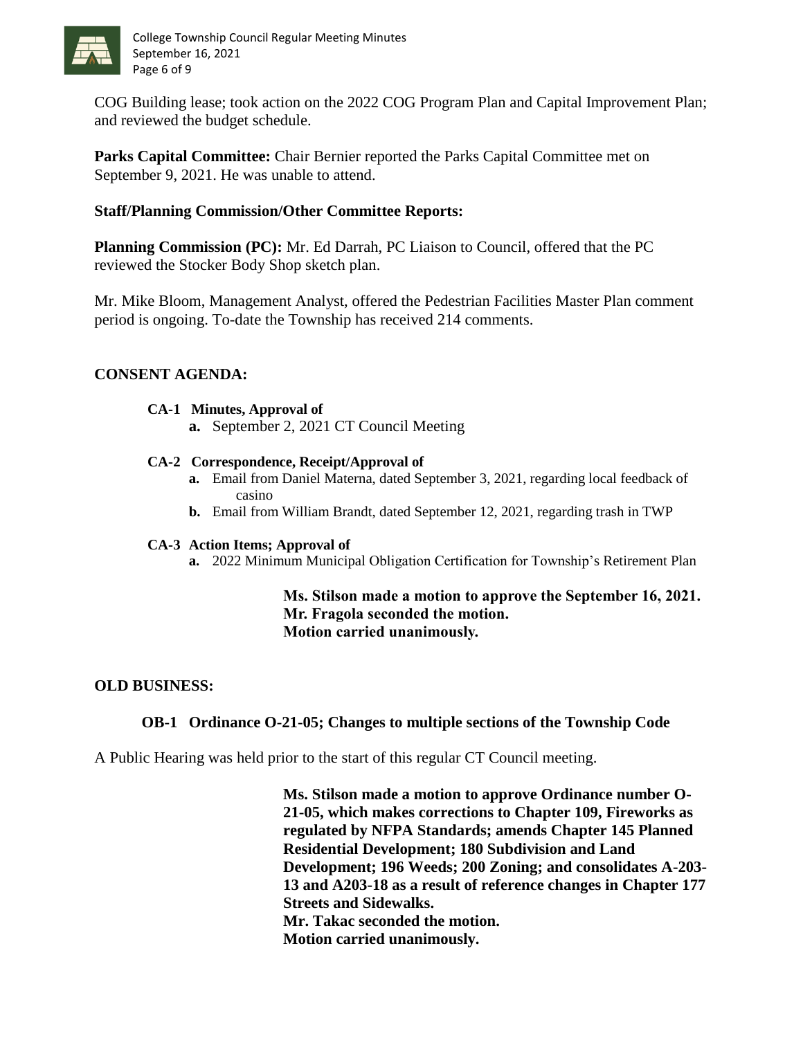COG Building lease; took action on the 2022 COG Program Plan and Capital Improvement Plan; and reviewed the budget schedule.

**Parks Capital Committee:** Chair Bernier reported the Parks Capital Committee met on September 9, 2021. He was unable to attend.

**Staff/Planning Commission/Other Committee Reports:**

**Planning Commission (PC):** Mr. Ed Darrah, PC Liaison to Council, offered that the PC reviewed the Stocker Body Shop sketch plan.

Mr. Mike Bloom, Management Analyst, offered the Pedestrian Facilities Master Plan comment period is ongoing. To-date the Township has received 214 comments.

## CONSENT AGENDA:

**CA-1 Minutes, Approval of**

- **a.** September 2, 2021 CT Council Meeting

**CA-2 Correspondence, Receipt/Approval of**

- **a.** Email from Daniel Materna, dated September 3, 2021, regarding local feedback of casino
- **b.** Email from William Brandt, dated September 12, 2021, regarding trash in TWP

**CA-3 Action Items; Approval of**

- **a.** 2022 Minimum Municipal Obligation Certification for Township's Retirement Plan

> **Ms. Stilson made a motion to approve the September 16, 2021.**
> **Mr. Fragola seconded the motion.**
> **Motion carried unanimously.**

## OLD BUSINESS:

**OB-1 Ordinance O-21-05; Changes to multiple sections of the Township Code**

A Public Hearing was held prior to the start of this regular CT Council meeting.

> **Ms. Stilson made a motion to approve Ordinance number O-21-05, which makes corrections to Chapter 109, Fireworks as regulated by NFPA Standards; amends Chapter 145 Planned Residential Development; 180 Subdivision and Land Development; 196 Weeds; 200 Zoning; and consolidates A-203-13 and A203-18 as a result of reference changes in Chapter 177 Streets and Sidewalks.**
> **Mr. Takac seconded the motion.**
> **Motion carried unanimously.**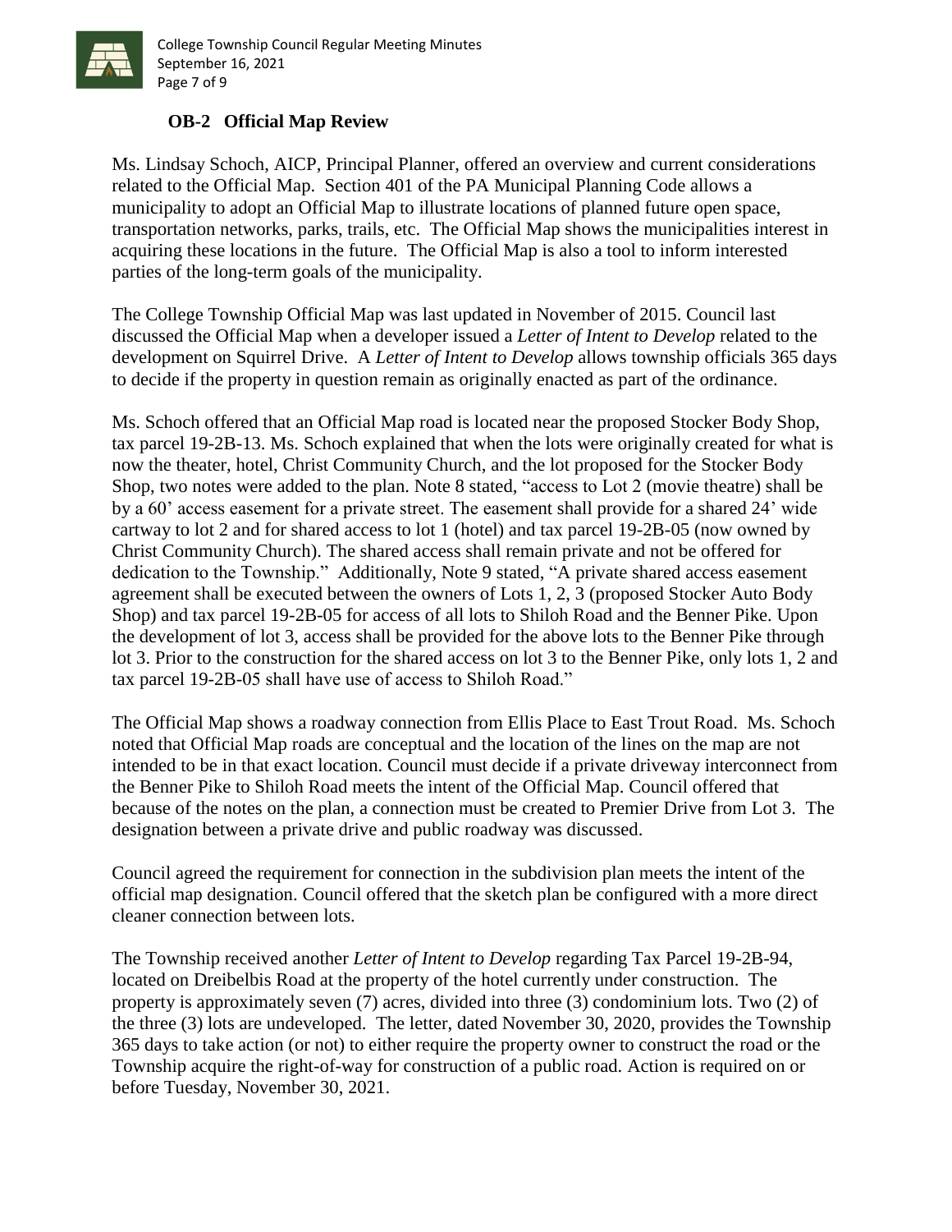### OB-2 Official Map Review

Ms. Lindsay Schoch, AICP, Principal Planner, offered an overview and current considerations related to the Official Map. Section 401 of the PA Municipal Planning Code allows a municipality to adopt an Official Map to illustrate locations of planned future open space, transportation networks, parks, trails, etc. The Official Map shows the municipalities interest in acquiring these locations in the future. The Official Map is also a tool to inform interested parties of the long-term goals of the municipality.

The College Township Official Map was last updated in November of 2015. Council last discussed the Official Map when a developer issued a *Letter of Intent to Develop* related to the development on Squirrel Drive. A *Letter of Intent to Develop* allows township officials 365 days to decide if the property in question remain as originally enacted as part of the ordinance.

Ms. Schoch offered that an Official Map road is located near the proposed Stocker Body Shop, tax parcel 19-2B-13. Ms. Schoch explained that when the lots were originally created for what is now the theater, hotel, Christ Community Church, and the lot proposed for the Stocker Body Shop, two notes were added to the plan. Note 8 stated, "access to Lot 2 (movie theatre) shall be by a 60' access easement for a private street. The easement shall provide for a shared 24' wide cartway to lot 2 and for shared access to lot 1 (hotel) and tax parcel 19-2B-05 (now owned by Christ Community Church). The shared access shall remain private and not be offered for dedication to the Township." Additionally, Note 9 stated, "A private shared access easement agreement shall be executed between the owners of Lots 1, 2, 3 (proposed Stocker Auto Body Shop) and tax parcel 19-2B-05 for access of all lots to Shiloh Road and the Benner Pike. Upon the development of lot 3, access shall be provided for the above lots to the Benner Pike through lot 3. Prior to the construction for the shared access on lot 3 to the Benner Pike, only lots 1, 2 and tax parcel 19-2B-05 shall have use of access to Shiloh Road."

The Official Map shows a roadway connection from Ellis Place to East Trout Road. Ms. Schoch noted that Official Map roads are conceptual and the location of the lines on the map are not intended to be in that exact location. Council must decide if a private driveway interconnect from the Benner Pike to Shiloh Road meets the intent of the Official Map. Council offered that because of the notes on the plan, a connection must be created to Premier Drive from Lot 3. The designation between a private drive and public roadway was discussed.

Council agreed the requirement for connection in the subdivision plan meets the intent of the official map designation. Council offered that the sketch plan be configured with a more direct cleaner connection between lots.

The Township received another *Letter of Intent to Develop* regarding Tax Parcel 19-2B-94, located on Dreibelbis Road at the property of the hotel currently under construction. The property is approximately seven (7) acres, divided into three (3) condominium lots. Two (2) of the three (3) lots are undeveloped. The letter, dated November 30, 2020, provides the Township 365 days to take action (or not) to either require the property owner to construct the road or the Township acquire the right-of-way for construction of a public road. Action is required on or before Tuesday, November 30, 2021.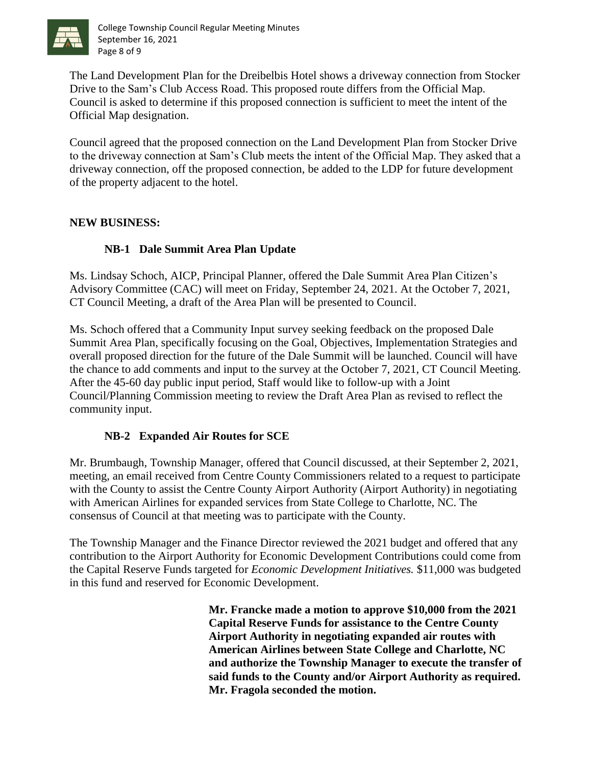The Land Development Plan for the Dreibelbis Hotel shows a driveway connection from Stocker Drive to the Sam's Club Access Road. This proposed route differs from the Official Map. Council is asked to determine if this proposed connection is sufficient to meet the intent of the Official Map designation.

Council agreed that the proposed connection on the Land Development Plan from Stocker Drive to the driveway connection at Sam's Club meets the intent of the Official Map. They asked that a driveway connection, off the proposed connection, be added to the LDP for future development of the property adjacent to the hotel.

**NEW BUSINESS:**

**NB-1 Dale Summit Area Plan Update**

Ms. Lindsay Schoch, AICP, Principal Planner, offered the Dale Summit Area Plan Citizen's Advisory Committee (CAC) will meet on Friday, September 24, 2021. At the October 7, 2021, CT Council Meeting, a draft of the Area Plan will be presented to Council.

Ms. Schoch offered that a Community Input survey seeking feedback on the proposed Dale Summit Area Plan, specifically focusing on the Goal, Objectives, Implementation Strategies and overall proposed direction for the future of the Dale Summit will be launched. Council will have the chance to add comments and input to the survey at the October 7, 2021, CT Council Meeting. After the 45-60 day public input period, Staff would like to follow-up with a Joint Council/Planning Commission meeting to review the Draft Area Plan as revised to reflect the community input.

**NB-2 Expanded Air Routes for SCE**

Mr. Brumbaugh, Township Manager, offered that Council discussed, at their September 2, 2021, meeting, an email received from Centre County Commissioners related to a request to participate with the County to assist the Centre County Airport Authority (Airport Authority) in negotiating with American Airlines for expanded services from State College to Charlotte, NC. The consensus of Council at that meeting was to participate with the County.

The Township Manager and the Finance Director reviewed the 2021 budget and offered that any contribution to the Airport Authority for Economic Development Contributions could come from the Capital Reserve Funds targeted for *Economic Development Initiatives.* $11,000 was budgeted in this fund and reserved for Economic Development.

**Mr. Francke made a motion to approve $10,000 from the 2021 Capital Reserve Funds for assistance to the Centre County Airport Authority in negotiating expanded air routes with American Airlines between State College and Charlotte, NC and authorize the Township Manager to execute the transfer of said funds to the County and/or Airport Authority as required. Mr. Fragola seconded the motion.**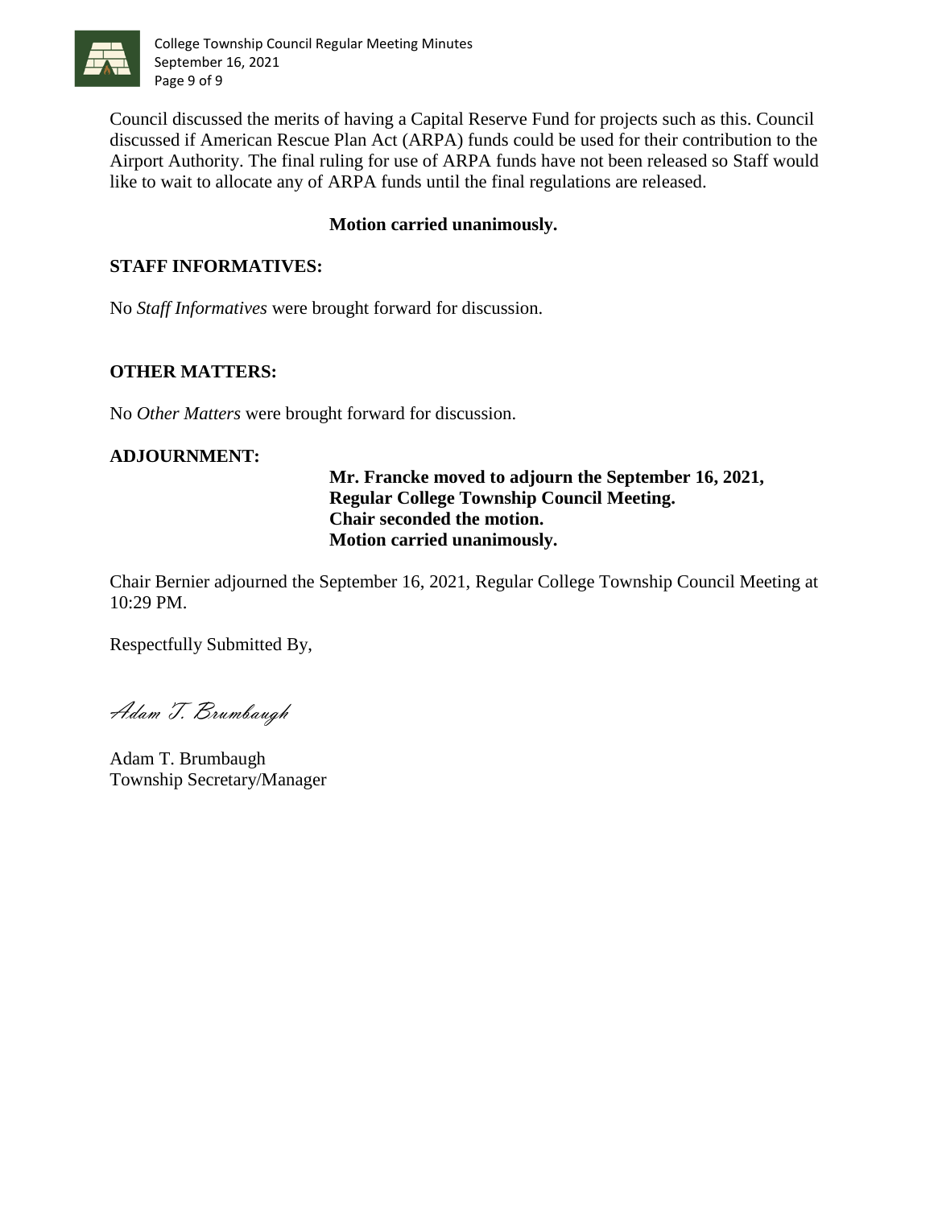Council discussed the merits of having a Capital Reserve Fund for projects such as this. Council discussed if American Rescue Plan Act (ARPA) funds could be used for their contribution to the Airport Authority. The final ruling for use of ARPA funds have not been released so Staff would like to wait to allocate any of ARPA funds until the final regulations are released.

**Motion carried unanimously.**

**STAFF INFORMATIVES:**

No *Staff Informatives* were brought forward for discussion.

**OTHER MATTERS:**

No *Other Matters* were brought forward for discussion.

**ADJOURNMENT:**

**Mr. Francke moved to adjourn the September 16, 2021, Regular College Township Council Meeting.**
**Chair seconded the motion.**
**Motion carried unanimously.**

Chair Bernier adjourned the September 16, 2021, Regular College Township Council Meeting at 10:29 PM.

Respectfully Submitted By,

*Adam T. Brumbaugh*

Adam T. Brumbaugh
Township Secretary/Manager